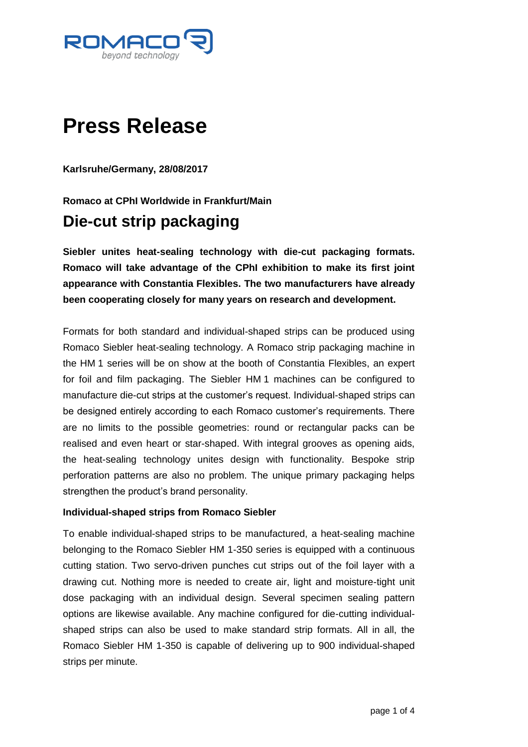# Press Release

**Karlsruhe/Germany, 28/08/2017**

**Romaco at CPhI Worldwide in Frankfurt/Main**

## Die-cut strip packaging

**Siebler unites heat-sealing technology with die-cut packaging formats. Romaco will take advantage of the CPhI exhibition to make its first joint appearance with Constantia Flexibles. The two manufacturers have already been cooperating closely for many years on research and development.**

Formats for both standard and individual-shaped strips can be produced using Romaco Siebler heat-sealing technology. A Romaco strip packaging machine in the HM 1 series will be on show at the booth of Constantia Flexibles, an expert for foil and film packaging. The Siebler HM 1 machines can be configured to manufacture die-cut strips at the customer's request. Individual-shaped strips can be designed entirely according to each Romaco customer's requirements. There are no limits to the possible geometries: round or rectangular packs can be realised and even heart or star-shaped. With integral grooves as opening aids, the heat-sealing technology unites design with functionality. Bespoke strip perforation patterns are also no problem. The unique primary packaging helps strengthen the product's brand personality.

**Individual-shaped strips from Romaco Siebler**

To enable individual-shaped strips to be manufactured, a heat-sealing machine belonging to the Romaco Siebler HM 1-350 series is equipped with a continuous cutting station. Two servo-driven punches cut strips out of the foil layer with a drawing cut. Nothing more is needed to create air, light and moisture-tight unit dose packaging with an individual design. Several specimen sealing pattern options are likewise available. Any machine configured for die-cutting individual-shaped strips can also be used to make standard strip formats. All in all, the Romaco Siebler HM 1-350 is capable of delivering up to 900 individual-shaped strips per minute.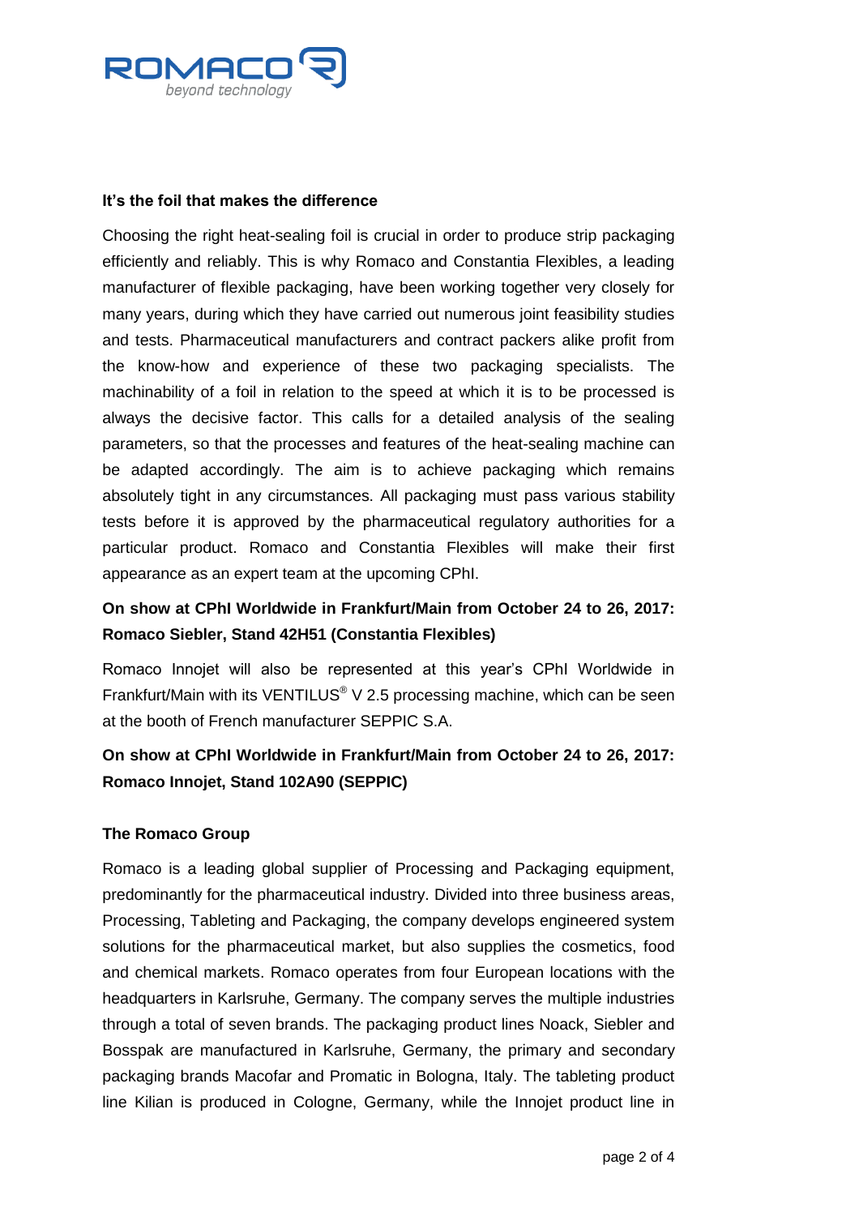**It's the foil that makes the difference**

Choosing the right heat-sealing foil is crucial in order to produce strip packaging efficiently and reliably. This is why Romaco and Constantia Flexibles, a leading manufacturer of flexible packaging, have been working together very closely for many years, during which they have carried out numerous joint feasibility studies and tests. Pharmaceutical manufacturers and contract packers alike profit from the know-how and experience of these two packaging specialists. The machinability of a foil in relation to the speed at which it is to be processed is always the decisive factor. This calls for a detailed analysis of the sealing parameters, so that the processes and features of the heat-sealing machine can be adapted accordingly. The aim is to achieve packaging which remains absolutely tight in any circumstances. All packaging must pass various stability tests before it is approved by the pharmaceutical regulatory authorities for a particular product. Romaco and Constantia Flexibles will make their first appearance as an expert team at the upcoming CPhI.

**On show at CPhI Worldwide in Frankfurt/Main from October 24 to 26, 2017: Romaco Siebler, Stand 42H51 (Constantia Flexibles)**

Romaco Innojet will also be represented at this year's CPhI Worldwide in Frankfurt/Main with its VENTILUS® V 2.5 processing machine, which can be seen at the booth of French manufacturer SEPPIC S.A.

**On show at CPhI Worldwide in Frankfurt/Main from October 24 to 26, 2017: Romaco Innojet, Stand 102A90 (SEPPIC)**

**The Romaco Group**

Romaco is a leading global supplier of Processing and Packaging equipment, predominantly for the pharmaceutical industry. Divided into three business areas, Processing, Tableting and Packaging, the company develops engineered system solutions for the pharmaceutical market, but also supplies the cosmetics, food and chemical markets. Romaco operates from four European locations with the headquarters in Karlsruhe, Germany. The company serves the multiple industries through a total of seven brands. The packaging product lines Noack, Siebler and Bosspak are manufactured in Karlsruhe, Germany, the primary and secondary packaging brands Macofar and Promatic in Bologna, Italy. The tableting product line Kilian is produced in Cologne, Germany, while the Innojet product line in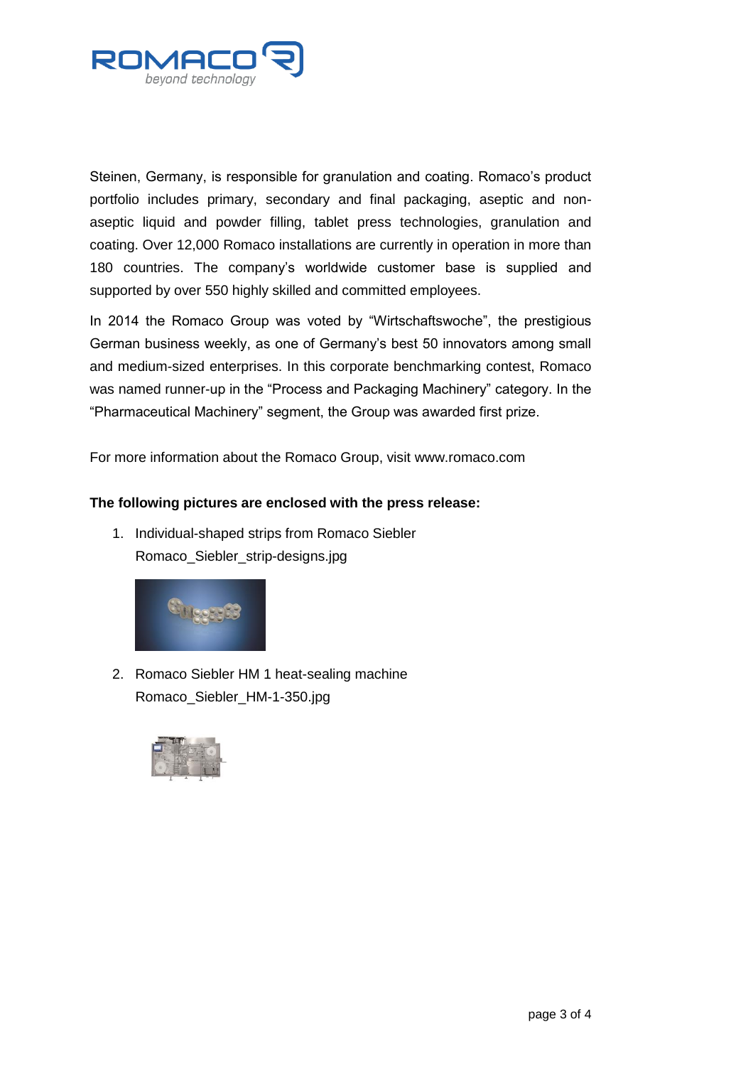Steinen, Germany, is responsible for granulation and coating. Romaco's product portfolio includes primary, secondary and final packaging, aseptic and non-aseptic liquid and powder filling, tablet press technologies, granulation and coating. Over 12,000 Romaco installations are currently in operation in more than 180 countries. The company's worldwide customer base is supplied and supported by over 550 highly skilled and committed employees.

In 2014 the Romaco Group was voted by "Wirtschaftswoche", the prestigious German business weekly, as one of Germany's best 50 innovators among small and medium-sized enterprises. In this corporate benchmarking contest, Romaco was named runner-up in the "Process and Packaging Machinery" category. In the "Pharmaceutical Machinery" segment, the Group was awarded first prize.

For more information about the Romaco Group, visit www.romaco.com

**The following pictures are enclosed with the press release:**

1. Individual-shaped strips from Romaco Siebler
   Romaco_Siebler_strip-designs.jpg

2. Romaco Siebler HM 1 heat-sealing machine
   Romaco_Siebler_HM-1-350.jpg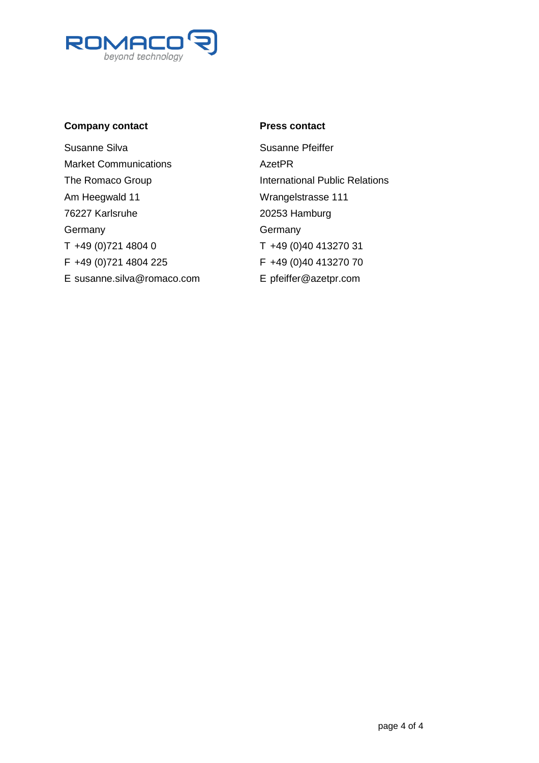**Company contact**

Susanne Silva
Market Communications
The Romaco Group
Am Heegwald 11
76227 Karlsruhe
Germany
T +49 (0)721 4804 0
F +49 (0)721 4804 225
E susanne.silva@romaco.com

**Press contact**

Susanne Pfeiffer
AzetPR
International Public Relations
Wrangelstrasse 111
20253 Hamburg
Germany
T +49 (0)40 413270 31
F +49 (0)40 413270 70
E pfeiffer@azetpr.com